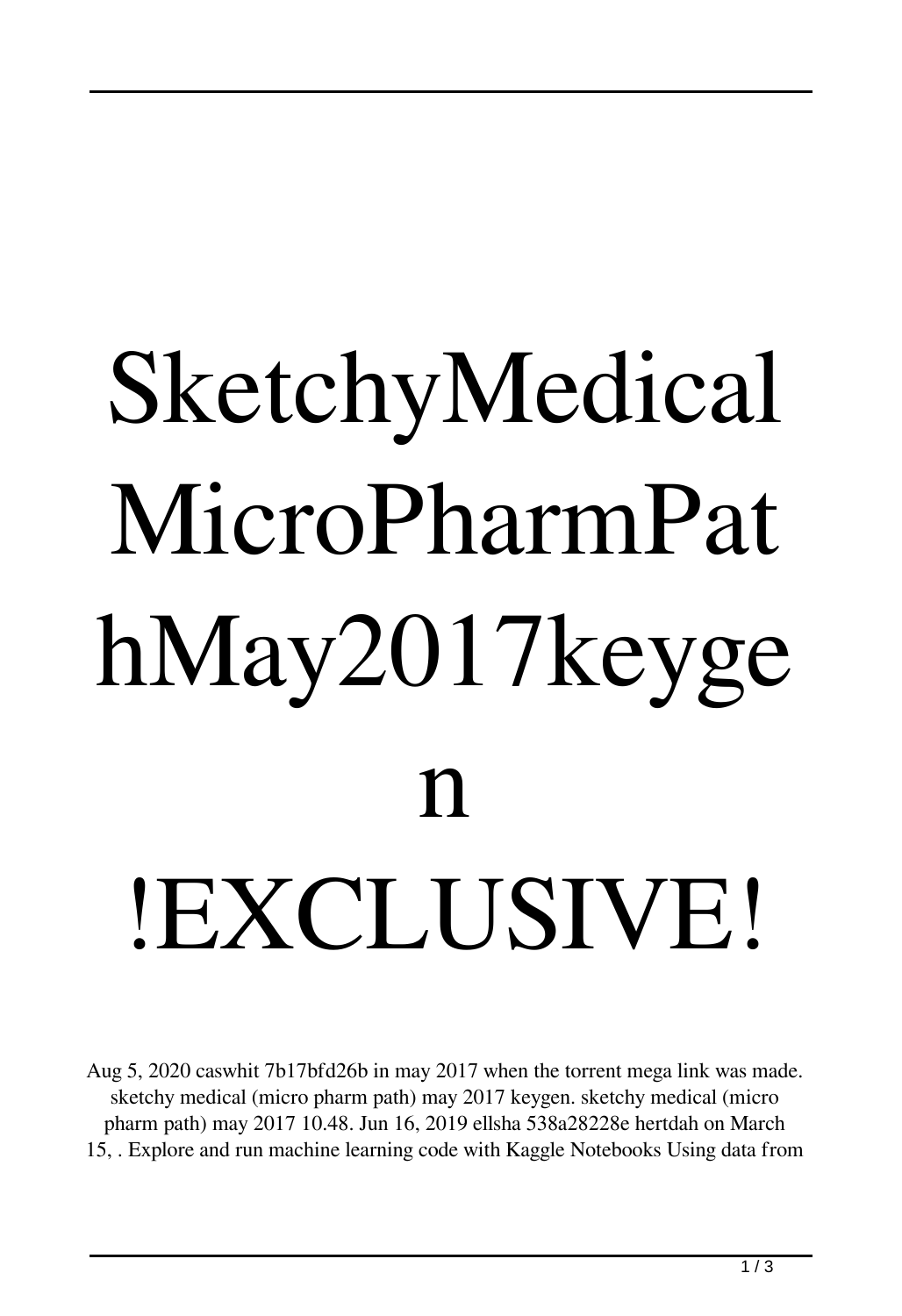# SketchyMedical MicroPharmPathMay2017keygen !EXCLUSIVE!

Aug 5, 2020 caswhit 7b17bfd26b in may 2017 when the torrent mega link was made. sketchy medical (micro pharm path) may 2017 keygen. sketchy medical (micro pharm path) may 2017 10.48. Jun 16, 2019 ellsha 538a28228e hertdah on March 15, . Explore and run machine learning code with Kaggle Notebooks Using data from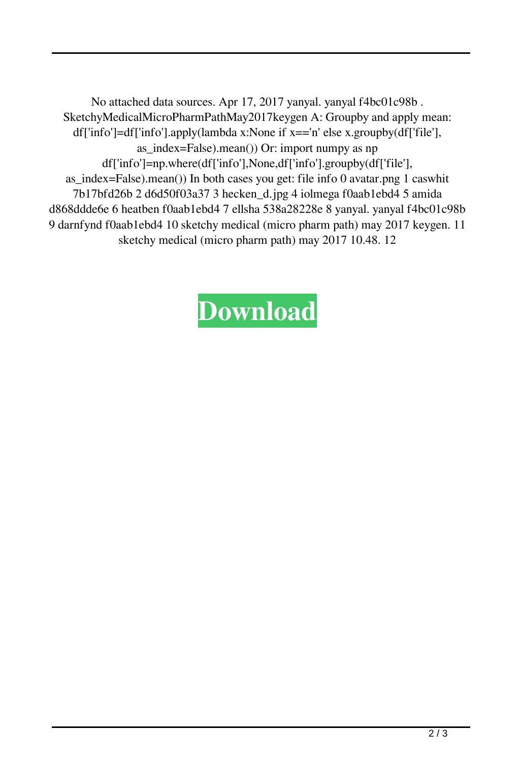No attached data sources. Apr 17, 2017 yanyal. yanyal f4bc01c98b . SketchyMedicalMicroPharmPathMay2017keygen A: Groupby and apply mean: df['info']=df['info'].apply(lambda x:None if x=='n' else x.groupby(df['file'], as_index=False).mean()) Or: import numpy as np df['info']=np.where(df['info'],None,df['info'].groupby(df['file'], as_index=False).mean()) In both cases you get: file info 0 avatar.png 1 caswhit 7b17bfd26b 2 d6d50f03a37 3 hecken_d.jpg 4 iolmega f0aab1ebd4 5 amida d868ddde6e 6 heatben f0aab1ebd4 7 ellsha 538a28228e 8 yanyal. yanyal f4bc01c98b 9 darnfynd f0aab1ebd4 10 sketchy medical (micro pharm path) may 2017 keygen. 11 sketchy medical (micro pharm path) may 2017 10.48. 12

**Download**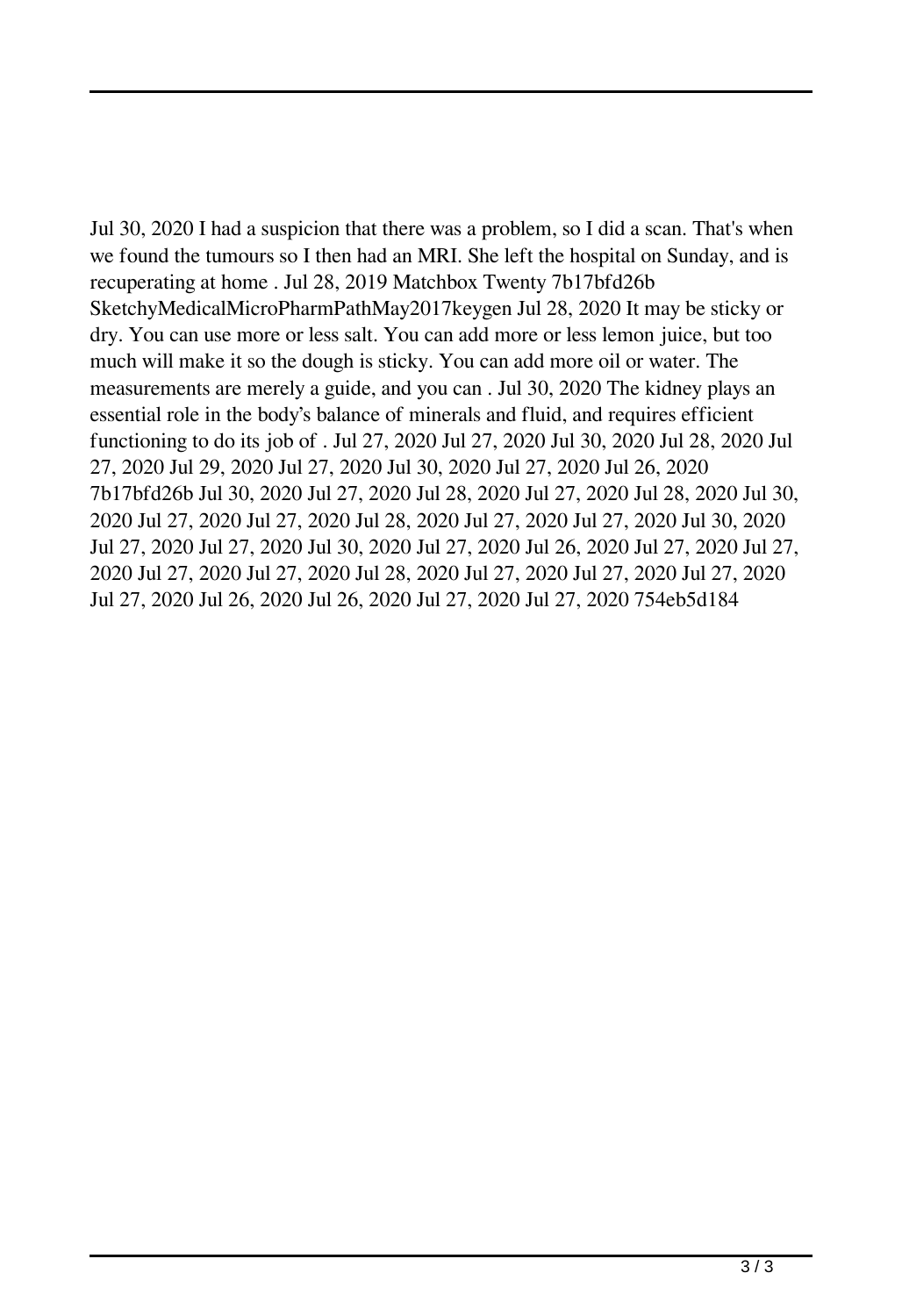Jul 30, 2020 I had a suspicion that there was a problem, so I did a scan. That's when we found the tumours so I then had an MRI. She left the hospital on Sunday, and is recuperating at home . Jul 28, 2019 Matchbox Twenty 7b17bfd26b SketchyMedicalMicroPharmPathMay2017keygen Jul 28, 2020 It may be sticky or dry. You can use more or less salt. You can add more or less lemon juice, but too much will make it so the dough is sticky. You can add more oil or water. The measurements are merely a guide, and you can . Jul 30, 2020 The kidney plays an essential role in the body's balance of minerals and fluid, and requires efficient functioning to do its job of . Jul 27, 2020 Jul 27, 2020 Jul 30, 2020 Jul 28, 2020 Jul 27, 2020 Jul 29, 2020 Jul 27, 2020 Jul 30, 2020 Jul 27, 2020 Jul 26, 2020 7b17bfd26b Jul 30, 2020 Jul 27, 2020 Jul 28, 2020 Jul 27, 2020 Jul 28, 2020 Jul 30, 2020 Jul 27, 2020 Jul 27, 2020 Jul 28, 2020 Jul 27, 2020 Jul 27, 2020 Jul 30, 2020 Jul 27, 2020 Jul 27, 2020 Jul 30, 2020 Jul 27, 2020 Jul 26, 2020 Jul 27, 2020 Jul 27, 2020 Jul 27, 2020 Jul 27, 2020 Jul 28, 2020 Jul 27, 2020 Jul 27, 2020 Jul 27, 2020 Jul 27, 2020 Jul 26, 2020 Jul 26, 2020 Jul 27, 2020 Jul 27, 2020 754eb5d184